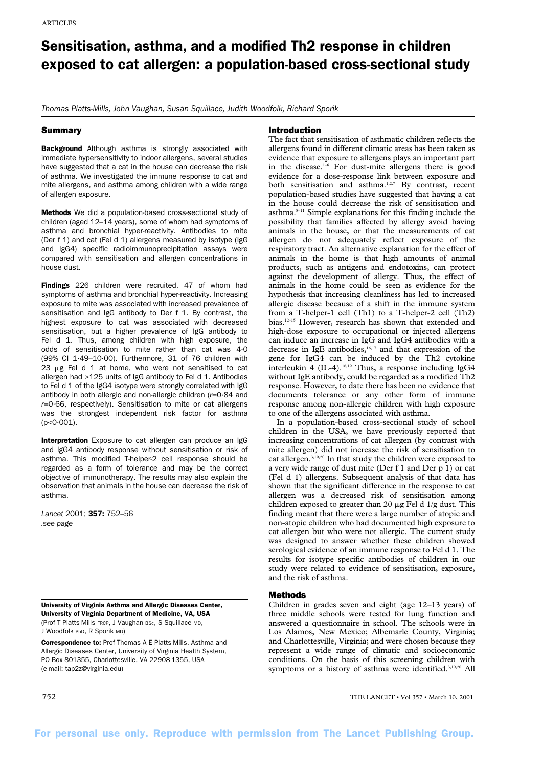# Sensitisation, asthma, and a modified Th2 response in children exposed to cat allergen: a population-based cross-sectional study

*Thomas Platts-Mills, John Vaughan, Susan Squillace, Judith Woodfolk, Richard Sporik*

## Summary

**Background** Although asthma is strongly associated with immediate hypersensitivity to indoor allergens, several studies have suggested that a cat in the house can decrease the risk of asthma. We investigated the immune response to cat and mite allergens, and asthma among children with a wide range of allergen exposure.

**Methods** We did a population-based cross-sectional study of children (aged 12–14 years), some of whom had symptoms of asthma and bronchial hyper-reactivity. Antibodies to mite (Der f 1) and cat (Fel d 1) allergens measured by isotype (IgG and IgG4) specific radioimmunoprecipitation assays were compared with sensitisation and allergen concentrations in house dust.

**Findings** 226 children were recruited, 47 of whom had symptoms of asthma and bronchial hyper-reactivity. Increasing exposure to mite was associated with increased prevalence of sensitisation and IgG antibody to Der f 1. By contrast, the highest exposure to cat was associated with decreased sensitisation, but a higher prevalence of IgG antibody to Fel d 1. Thus, among children with high exposure, the odds of sensitisation to mite rather than cat was 4·0 (99% CI 1·49–10·00). Furthermore, 31 of 76 children with 23 μg Fel d 1 at home, who were not sensitised to cat allergen had >125 units of IgG antibody to Fel d 1. Antibodies to Fel d 1 of the IgG4 isotype were strongly correlated with IgG antibody in both allergic and non-allergic children ($r$=0·84 and $r$=0·66, respectively). Sensitisation to mite or cat allergens was the strongest independent risk factor for asthma ($p$<0·001).

**Interpretation** Exposure to cat allergen can produce an IgG and IgG4 antibody response without sensitisation or risk of asthma. This modified T-helper-2 cell response should be regarded as a form of tolerance and may be the correct objective of immunotherapy. The results may also explain the observation that animals in the house can decrease the risk of asthma.

*Lancet* 2001; **357:** 752–56
*.see page*

**University of Virginia Asthma and Allergic Diseases Center, University of Virginia Department of Medicine, VA, USA** (Prof T Platts-Mills FRCP, J Vaughan BSc, S Squillace MD, J Woodfolk PhD, R Sporik MD)

**Correspondence to:** Prof Thomas A E Platts-Mills, Asthma and Allergic Diseases Center, University of Virginia Health System, PO Box 801355, Charlottesville, VA 22908-1355, USA (e-mail: tap2z@virginia.edu)

## Introduction

The fact that sensitisation of asthmatic children reflects the allergens found in different climatic areas has been taken as evidence that exposure to allergens plays an important part in the disease.[1–6] For dust-mite allergens there is good evidence for a dose-response link between exposure and both sensitisation and asthma.[1,2,7] By contrast, recent population-based studies have suggested that having a cat in the house could decrease the risk of sensitisation and asthma.[8–11] Simple explanations for this finding include the possibility that families affected by allergy avoid having animals in the house, or that the measurements of cat allergen do not adequately reflect exposure of the respiratory tract. An alternative explanation for the effect of animals in the home is that high amounts of animal products, such as antigens and endotoxins, can protect against the development of allergy. Thus, the effect of animals in the home could be seen as evidence for the hypothesis that increasing cleanliness has led to increased allergic disease because of a shift in the immune system from a T-helper-1 cell (Th1) to a T-helper-2 cell (Th2) bias.[12–15] However, research has shown that extended and high-dose exposure to occupational or injected allergens can induce an increase in IgG and IgG4 antibodies with a decrease in IgE antibodies,[16,17] and that expression of the gene for IgG4 can be induced by the Th2 cytokine interleukin 4 (IL-4).[18,19] Thus, a response including IgG4 without IgE antibody, could be regarded as a modified Th2 response. However, to date there has been no evidence that documents tolerance or any other form of immune response among non-allergic children with high exposure to one of the allergens associated with asthma.

In a population-based cross-sectional study of school children in the USA, we have previously reported that increasing concentrations of cat allergen (by contrast with mite allergen) did not increase the risk of sensitisation to cat allergen.[3,10,20] In that study the children were exposed to a very wide range of dust mite (Der f 1 and Der p 1) or cat (Fel d 1) allergens. Subsequent analysis of that data has shown that the significant difference in the response to cat allergen was a decreased risk of sensitisation among children exposed to greater than 20 μg Fel d 1/g dust. This finding meant that there were a large number of atopic and non-atopic children who had documented high exposure to cat allergen but who were not allergic. The current study was designed to answer whether these children showed serological evidence of an immune response to Fel d 1. The results for isotype specific antibodies of children in our study were related to evidence of sensitisation, exposure, and the risk of asthma.

## Methods

Children in grades seven and eight (age 12–13 years) of three middle schools were tested for lung function and answered a questionnaire in school. The schools were in Los Alamos, New Mexico; Albemarle County, Virginia; and Charlottesville, Virginia; and were chosen because they represent a wide range of climatic and socioeconomic conditions. On the basis of this screening children with symptoms or a history of asthma were identified.[3,10,20] All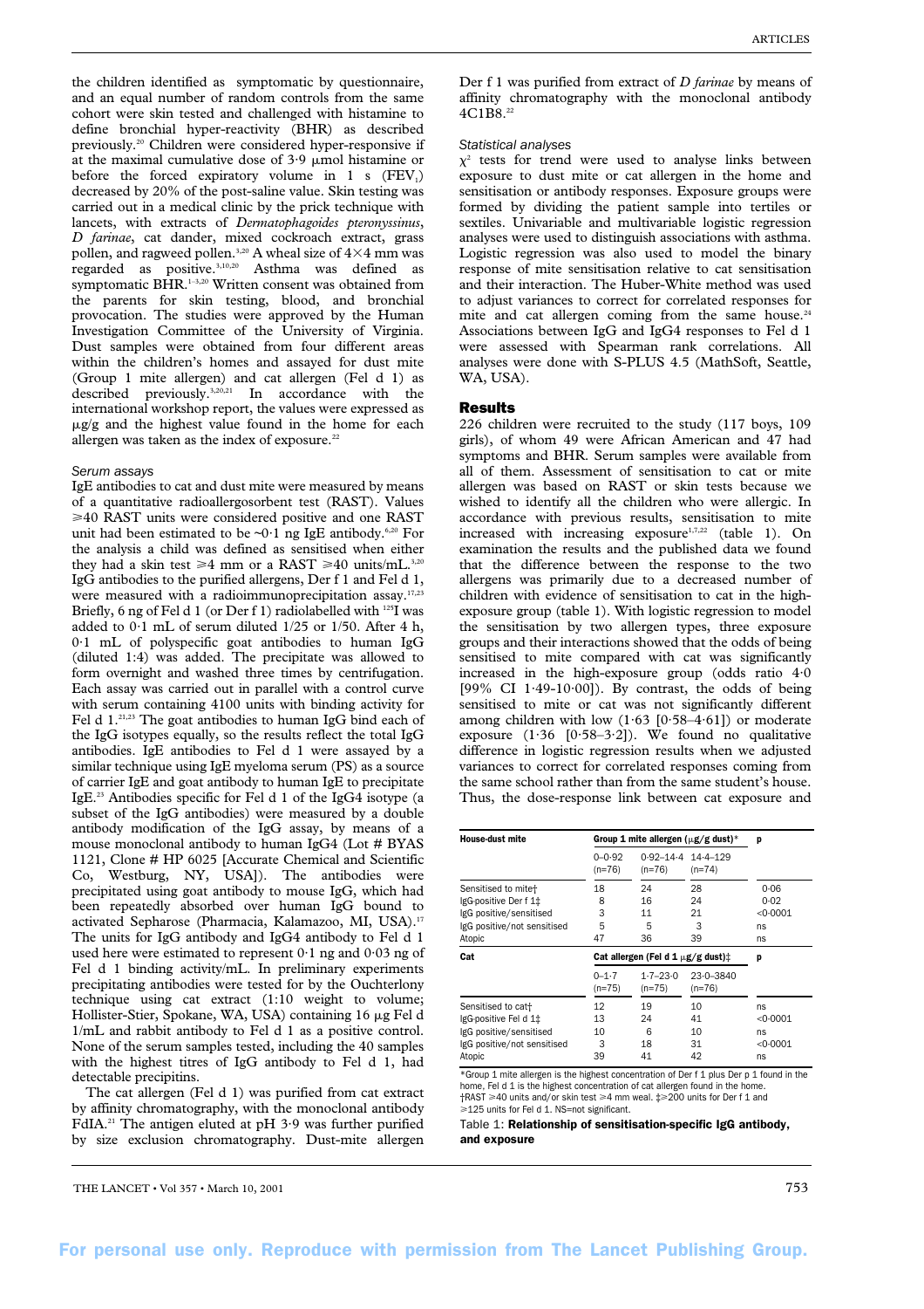the children identified as symptomatic by questionnaire, and an equal number of random controls from the same cohort were skin tested and challenged with histamine to define bronchial hyper-reactivity (BHR) as described previously.[20] Children were considered hyper-responsive if at the maximal cumulative dose of 3·9 μmol histamine or before the forced expiratory volume in 1 s ($FEV_1$) decreased by 20% of the post-saline value. Skin testing was carried out in a medical clinic by the prick technique with lancets, with extracts of *Dermatophagoides pteronyssinus*, *D farinae*, cat dander, mixed cockroach extract, grass pollen, and ragweed pollen.[3,20] A wheal size of 4×4 mm was regarded as positive.[3,10,20] Asthma was defined as symptomatic BHR.[1–3,20] Written consent was obtained from the parents for skin testing, blood, and bronchial provocation. The studies were approved by the Human Investigation Committee of the University of Virginia. Dust samples were obtained from four different areas within the children's homes and assayed for dust mite (Group 1 mite allergen) and cat allergen (Fel d 1) as described previously.[3,20,21] In accordance with the international workshop report, the values were expressed as μg/g and the highest value found in the home for each allergen was taken as the index of exposure.[22]

### Serum assays

IgE antibodies to cat and dust mite were measured by means of a quantitative radioallergosorbent test (RAST). Values ≥40 RAST units were considered positive and one RAST unit had been estimated to be ~0·1 pg IgE antibody.[6,20] For the analysis a child was defined as sensitised when either they had a skin test ≥4 mm or a RAST ≥40 units/mL.[3,20] IgG antibodies to the purified allergens, Der f 1 and Fel d 1, were measured with a radioimmunoprecipitation assay.[17,23] Briefly, 6 ng of Fel d 1 (or Der f 1) radiolabelled with $^{125}$I was added to 0·1 mL of serum diluted 1/25 or 1/50. After 4 h, 0·1 mL of polyspecific goat antibodies to human IgG (diluted 1:4) was added. The precipitate was allowed to form overnight and washed three times by centrifugation. Each assay was carried out in parallel with a control curve with serum containing 4100 units with binding activity for Fel d 1.[21,23] The goat antibodies to human IgG bind each of the IgG isotypes equally, so the results reflect the total IgG antibodies. IgE antibodies to Fel d 1 were assayed by a similar technique using IgE myeloma serum (PS) as a source of carrier IgE and goat antibody to human IgE to precipitate IgE.[23] Antibodies specific for Fel d 1 of the IgG4 isotype (a subset of the IgG antibodies) were measured by a double antibody modification of the IgG assay, by means of a mouse monoclonal antibody to human IgG4 (Lot # BYAS 1121, Clone # HP 6025 [Accurate Chemical and Scientific Co, Westburg, NY, USA]). The antibodies were precipitated using goat antibody to mouse IgG, which had been repeatedly absorbed over human IgG bound to activated Sepharose (Pharmacia, Kalamazoo, MI, USA).[17] The units for IgG antibody and IgG4 antibody to Fel d 1 used here were estimated to represent 0·1 ng and 0·03 ng of Fel d 1 binding activity/mL. In preliminary experiments precipitating antibodies were tested for by the Ouchterlony technique using cat extract (1:10 weight to volume; Hollister-Stier, Spokane, WA, USA) containing 16 μg Fel d 1/mL and rabbit antibody to Fel d 1 as a positive control. None of the serum samples tested, including the 40 samples with the highest titres of IgG antibody to Fel d 1, had detectable precipitins.

The cat allergen (Fel d 1) was purified from cat extract by affinity chromatography, with the monoclonal antibody FdIA.[21] The antigen eluted at pH 3·9 was further purified by size exclusion chromatography. Dust-mite allergen Der f 1 was purified from extract of *D farinae* by means of affinity chromatography with the monoclonal antibody 4C1B8.[22]

### Statistical analyses

$\chi^2$ tests for trend were used to analyse links between exposure to dust mite or cat allergen in the home and sensitisation or antibody responses. Exposure groups were formed by dividing the patient sample into tertiles or sextiles. Univariable and multivariable logistic regression analyses were used to distinguish associations with asthma. Logistic regression was also used to model the binary response of mite sensitisation relative to cat sensitisation and their interaction. The Huber-White method was used to adjust variances to correct for correlated responses for mite and cat allergen coming from the same house.[24] Associations between IgG and IgG4 responses to Fel d 1 were assessed with Spearman rank correlations. All analyses were done with S-PLUS 4.5 (MathSoft, Seattle, WA, USA).

## Results

226 children were recruited to the study (117 boys, 109 girls), of whom 49 were African American and 47 had symptoms and BHR. Serum samples were available from all of them. Assessment of sensitisation to cat or mite allergen was based on RAST or skin tests because we wished to identify all the children who were allergic. In accordance with previous results, sensitisation to mite increased with increasing exposure[1,7,22] (table 1). On examination the results and the published data we found that the difference between the response to the two allergens was primarily due to a decreased number of children with evidence of sensitisation to cat in the high-exposure group (table 1). With logistic regression to model the sensitisation by two allergen types, three exposure groups and their interactions showed that the odds of being sensitised to mite compared with cat was significantly increased in the high-exposure group (odds ratio 4·0 [99% CI 1·49–10·00]). By contrast, the odds of being sensitised to mite or cat was not significantly different among children with low (1·63 [0·58–4·61]) or moderate exposure (1·36 [0·58–3·2]). We found no qualitative difference in logistic regression results when we adjusted variances to correct for correlated responses coming from the same school rather than from the same student's house. Thus, the dose-response link between cat exposure and

| House-dust mite | Group 1 mite allergen (μg/g dust)* | | | p |
|---|---|---|---|---|
| | 0–0·92 (n=76) | 0·92–14·4 (n=76) | 14·4–129 (n=74) | |
| Sensitised to mite† | 18 | 24 | 28 | 0·06 |
| IgG-positive Der f 1‡ | 8 | 16 | 24 | 0·02 |
| IgG positive/sensitised | 3 | 11 | 21 | <0·0001 |
| IgG positive/not sensitised | 5 | 5 | 3 | ns |
| Atopic | 47 | 36 | 39 | ns |
| **Cat** | **Cat allergen (Fel d 1 μg/g dust)‡** | | | **p** |
| | 0–1·7 (n=75) | 1·7–23·0 (n=75) | 23·0–3840 (n=76) | |
| Sensitised to cat† | 12 | 19 | 10 | ns |
| IgG-positive Fel d 1‡ | 13 | 24 | 41 | <0·0001 |
| IgG positive/sensitised | 10 | 6 | 10 | ns |
| IgG positive/not sensitised | 3 | 18 | 31 | <0·0001 |
| Atopic | 39 | 41 | 42 | ns |

*Group 1 mite allergen is the highest concentration of Der f 1 plus Der p 1 found in the home, Fel d 1 is the highest concentration of cat allergen found in the home.
†RAST ≥40 units and/or skin test ≥4 mm weal. ‡≥200 units for Der f 1 and ≥125 units for Fel d 1. NS=not significant.

Table 1: **Relationship of sensitisation-specific IgG antibody, and exposure**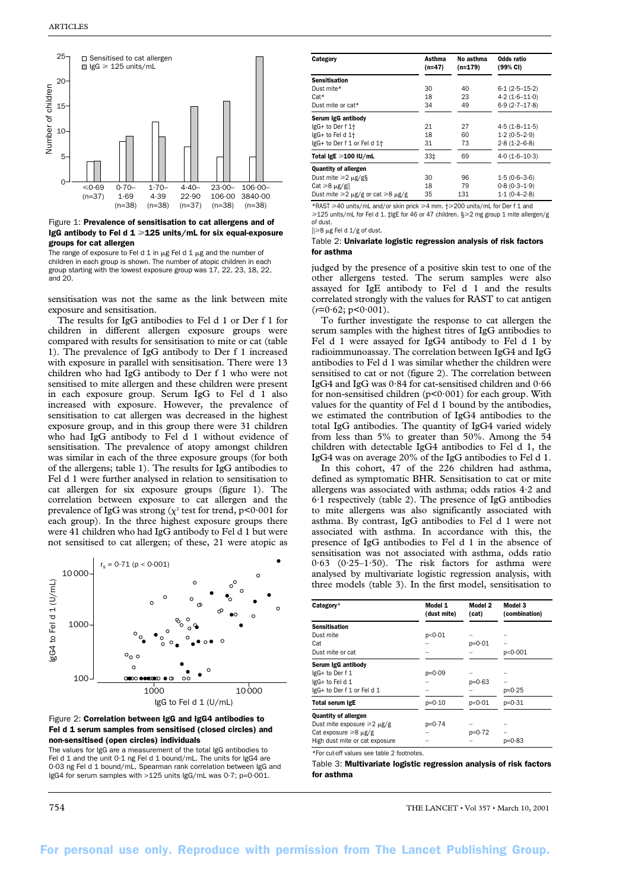Figure 1: **Prevalence of sensitisation to cat allergens and of IgG antibody to Fel d 1 ⩾125 units/mL for six equal-exposure groups for cat allergen**

The range of exposure to Fel d 1 in μg Fel d 1 μg and the number of children in each group is shown. The number of atopic children in each group starting with the lowest exposure group was 17, 22, 23, 18, 22, and 20.

sensitisation was not the same as the link between mite exposure and sensitisation.

The results for IgG antibodies to Fel d 1 or Der f 1 for children in different allergen exposure groups were compared with results for sensitisation to mite or cat (table 1). The prevalence of IgG antibody to Der f 1 increased with exposure in parallel with sensitisation. There were 13 children who had IgG antibody to Der f 1 who were not sensitised to mite allergen and these children were present in each exposure group. Serum IgG to Fel d 1 also increased with exposure. However, the prevalence of sensitisation to cat allergen was decreased in the highest exposure group, and in this group there were 31 children who had IgG antibody to Fel d 1 without evidence of sensitisation. The prevalence of atopy amongst children was similar in each of the three exposure groups (for both of the allergens; table 1). The results for IgG antibodies to Fel d 1 were further analysed in relation to sensitisation to cat allergen for six exposure groups (figure 1). The correlation between exposure to cat allergen and the prevalence of IgG was strong ($\chi^2$ test for trend, $p<0.001$ for each group). In the three highest exposure groups there were 41 children who had IgG antibody to Fel d 1 but were not sensitised to cat allergen; of these, 21 were atopic as judged by the presence of a positive skin test to one of the other allergens tested. The serum samples were also assayed for IgE antibody to Fel d 1 and the results correlated strongly with the values for RAST to cat antigen ($r=0.62$; $p<0.001$).

Figure 2: **Correlation between IgG and IgG4 antibodies to Fel d 1 serum samples from sensitised (closed circles) and non-sensitised (open circles) individuals**

The values for IgG are a measurement of the total IgG antibodies to Fel d 1 and the unit 0·1 ng Fel d 1 bound/mL. The units for IgG4 are 0·03 ng Fel d 1 bound/mL, Spearman rank correlation between IgG and IgG4 for serum samples with >125 units IgG/mL was 0·7; p=0·001.

To further investigate the response to cat allergen the serum samples with the highest titres of IgG antibodies to Fel d 1 were assayed for IgG4 antibody to Fel d 1 by radioimmunoassay. The correlation between IgG4 and IgG antibodies to Fel d 1 was similar whether the children were sensitised to cat or not (figure 2). The correlation between IgG4 and IgG was 0·84 for cat-sensitised children and 0·66 for non-sensitised children ($p<0.001$) for each group. With values for the quantity of Fel d 1 bound by the antibodies, we estimated the contribution of IgG4 antibodies to the total IgG antibodies. The quantity of IgG4 varied widely from less than 5% to greater than 50%. Among the 54 children with detectable IgG4 antibodies to Fel d 1, the IgG4 was on average 20% of the IgG antibodies to Fel d 1.

In this cohort, 47 of the 226 children had asthma, defined as symptomatic BHR. Sensitisation to cat or mite allergens was associated with asthma; odds ratios 4·2 and 6·1 respectively (table 2). The presence of IgG antibodies to mite allergens was also significantly associated with asthma. By contrast, IgG antibodies to Fel d 1 were not associated with asthma. In accordance with this, the presence of IgG antibodies to Fel d 1 in the absence of sensitisation was not associated with asthma, odds ratio 0·63 (0·25–1·50). The risk factors for asthma were analysed by multivariate logistic regression analysis, with three models (table 3). In the first model, sensitisation to

| Category | Asthma (n=47) | No asthma (n=179) | Odds ratio (99% CI) |
|---|---|---|---|
| **Sensitisation** | | | |
| Dust mite* | 30 | 40 | 6·1 (2·5–15·2) |
| Cat* | 18 | 23 | 4·2 (1·6–11·0) |
| Dust mite or cat* | 34 | 49 | 6·9 (2·7–17·8) |
| **Serum IgG antibody** | | | |
| IgG+ to Der f 1† | 21 | 27 | 4·5 (1·8–11·5) |
| IgG+ to Fel d 1† | 18 | 60 | 1·2 (0·5–2·9) |
| IgG+ to Der f 1 or Fel d 1† | 31 | 73 | 2·8 (1·2–6·8) |
| **Total IgE ⩾100 IU/mL** | 33‡ | 69 | 4·0 (1·6–10·3) |
| **Quantity of allergen** | | | |
| Dust mite ⩾2 μg/g§ | 30 | 96 | 1·5 (0·6–3·6) |
| Cat ⩾8 μg/g‖ | 18 | 79 | 0·8 (0·3–1·9) |
| Dust mite ⩾2 μg/g or cat ⩾8 μg/g | 35 | 131 | 1·1 (0·4–2·8) |

*RAST ⩾40 units/mL and/or skin prick ⩾4 mm. †⩾200 units/mL for Der f 1 and ⩾125 units/mL for Fel d 1. ‡IgE for 46 or 47 children. §⩾2 mg group 1 mite allergen/g of dust.
‖⩾8 μg Fel d 1/g of dust.

Table 2: **Univariate logistic regression analysis of risk factors for asthma**

| Category* | Model 1 (dust mite) | Model 2 (cat) | Model 3 (combination) |
|---|---|---|---|
| **Sensitisation** | | | |
| Dust mite | p<0·01 | ·· | ·· |
| Cat | ·· | p=0·01 | ·· |
| Dust mite or cat | ·· | ·· | p<0·001 |
| **Serum IgG antibody** | | | |
| IgG+ to Der f 1 | p=0·09 | ·· | ·· |
| IgG+ to Fel d 1 | ·· | p=0·63 | ·· |
| IgG+ to Der f 1 or Fel d 1 | ·· | ·· | p=0·25 |
| **Total serum IgE** | p=0·10 | p<0·01 | p=0·31 |
| **Quantity of allergen** | | | |
| Dust mite exposure ⩾2 μg/g | p=0·74 | ·· | ·· |
| Cat exposure ⩾8 μg/g | ·· | p=0·72 | ·· |
| High dust mite or cat exposure | ·· | ·· | p=0·83 |

*For cut-off values see table 2 footnotes.

Table 3: **Multivariate logistic regression analysis of risk factors for asthma**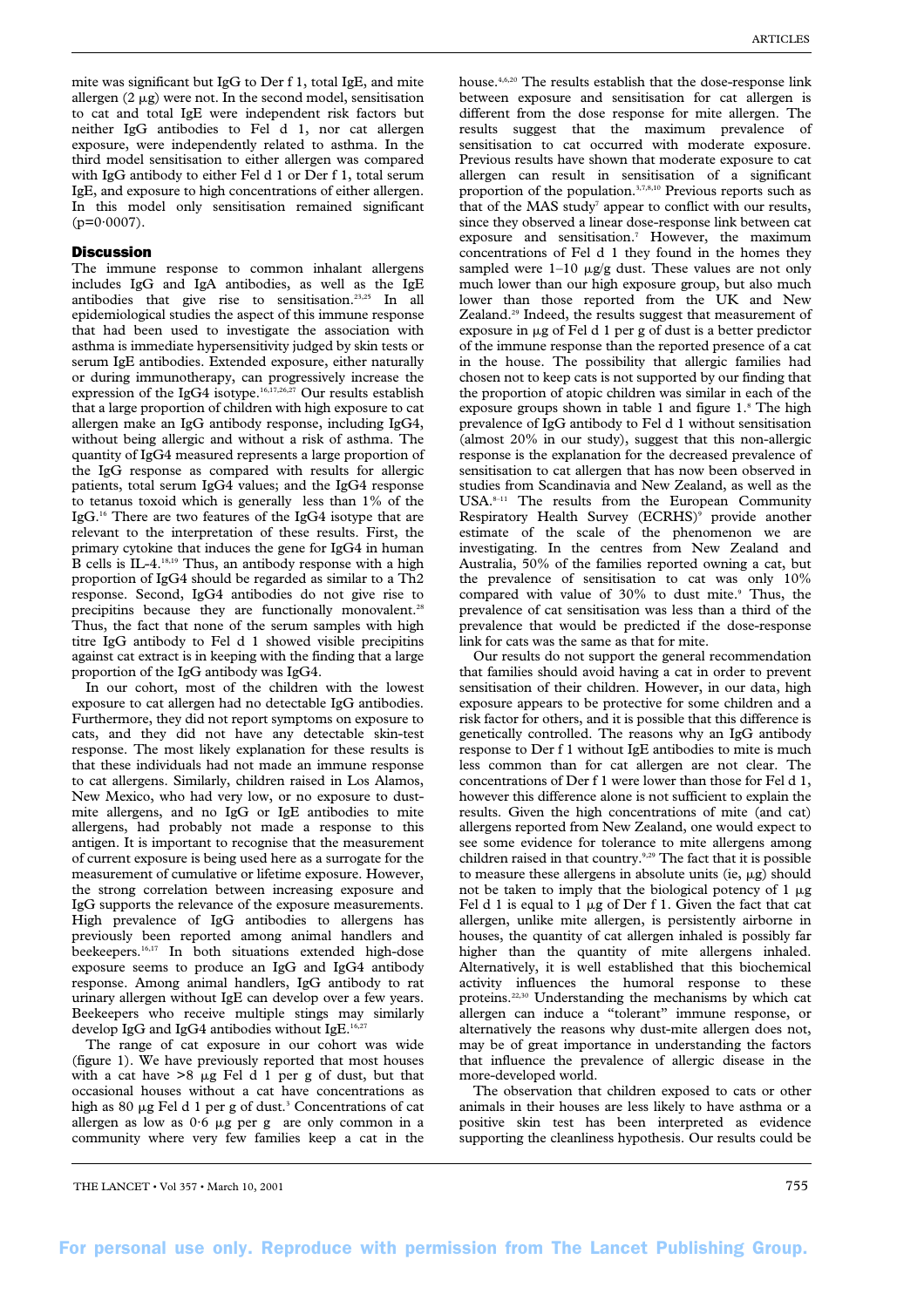mite was significant but IgG to Der f 1, total IgE, and mite allergen (2 μg) were not. In the second model, sensitisation to cat and total IgE were independent risk factors but neither IgG antibodies to Fel d 1, nor cat allergen exposure, were independently related to asthma. In the third model sensitisation to either allergen was compared with IgG antibody to either Fel d 1 or Der f 1, total serum IgE, and exposure to high concentrations of either allergen. In this model only sensitisation remained significant (p=0·0007).

## Discussion

The immune response to common inhalant allergens includes IgG and IgA antibodies, as well as the IgE antibodies that give rise to sensitisation.[23,25] In all epidemiological studies the aspect of this immune response that had been used to investigate the association with asthma is immediate hypersensitivity judged by skin tests or serum IgE antibodies. Extended exposure, either naturally or during immunotherapy, can progressively increase the expression of the IgG4 isotype.[16,17,26,27] Our results establish that a large proportion of children with high exposure to cat allergen make an IgG antibody response, including IgG4, without being allergic and without a risk of asthma. The quantity of IgG4 measured represents a large proportion of the IgG response as compared with results for allergic patients, total serum IgG4 values; and the IgG4 response to tetanus toxoid which is generally less than 1% of the IgG.[16] There are two features of the IgG4 isotype that are relevant to the interpretation of these results. First, the primary cytokine that induces the gene for IgG4 in human B cells is IL-4.[18,19] Thus, an antibody response with a high proportion of IgG4 should be regarded as similar to a Th2 response. Second, IgG4 antibodies do not give rise to precipitins because they are functionally monovalent.[28] Thus, the fact that none of the serum samples with high titre IgG antibody to Fel d 1 showed visible precipitins against cat extract is in keeping with the finding that a large proportion of the IgG antibody was IgG4.

In our cohort, most of the children with the lowest exposure to cat allergen had no detectable IgG antibodies. Furthermore, they did not report symptoms on exposure to cats, and they did not have any detectable skin-test response. The most likely explanation for these results is that these individuals had not made an immune response to cat allergens. Similarly, children raised in Los Alamos, New Mexico, who had very low, or no exposure to dust-mite allergens, and no IgG or IgE antibodies to mite allergens, had probably not made a response to this antigen. It is important to recognise that the measurement of current exposure is being used here as a surrogate for the measurement of cumulative or lifetime exposure. However, the strong correlation between increasing exposure and IgG supports the relevance of the exposure measurements. High prevalence of IgG antibodies to allergens has previously been reported among animal handlers and beekeepers.[16,17] In both situations extended high-dose exposure seems to produce an IgG and IgG4 antibody response. Among animal handlers, IgG antibody to rat urinary allergen without IgE can develop over a few years. Beekeepers who receive multiple stings may similarly develop IgG and IgG4 antibodies without IgE.[16,27]

The range of cat exposure in our cohort was wide (figure 1). We have previously reported that most houses with a cat have >8 μg Fel d 1 per g of dust, but that occasional houses without a cat have concentrations as high as 80 μg Fel d 1 per g of dust.[3] Concentrations of cat allergen as low as 0·6 μg per g are only common in a community where very few families keep a cat in the house.[4,6,20] The results establish that the dose-response link between exposure and sensitisation for cat allergen is different from the dose response for mite allergen. The results suggest that the maximum prevalence of sensitisation to cat occurred with moderate exposure. Previous results have shown that moderate exposure to cat allergen can result in sensitisation of a significant proportion of the population.[3,7,8,10] Previous reports such as that of the MAS study[7] appear to conflict with our results, since they observed a linear dose-response link between cat exposure and sensitisation.[7] However, the maximum concentrations of Fel d 1 they found in the homes they sampled were 1–10 μg/g dust. These values are not only much lower than our high exposure group, but also much lower than those reported from the UK and New Zealand.[29] Indeed, the results suggest that measurement of exposure in μg of Fel d 1 per g of dust is a better predictor of the immune response than the reported presence of a cat in the house. The possibility that allergic families had chosen not to keep cats is not supported by our finding that the proportion of atopic children was similar in each of the exposure groups shown in table 1 and figure 1.[8] The high prevalence of IgG antibody to Fel d 1 without sensitisation (almost 20% in our study), suggest that this non-allergic response is the explanation for the decreased prevalence of sensitisation to cat allergen that has now been observed in studies from Scandinavia and New Zealand, as well as the USA.[8–11] The results from the European Community Respiratory Health Survey (ECRHS)[9] provide another estimate of the scale of the phenomenon we are investigating. In the centres from New Zealand and Australia, 50% of the families reported owning a cat, but the prevalence of sensitisation to cat was only 10% compared with value of 30% to dust mite.[9] Thus, the prevalence of cat sensitisation was less than a third of the prevalence that would be predicted if the dose-response link for cats was the same as that for mite.

Our results do not support the general recommendation that families should avoid having a cat in order to prevent sensitisation of their children. However, in our data, high exposure appears to be protective for some children and a risk factor for others, and it is possible that this difference is genetically controlled. The reasons why an IgG antibody response to Der f 1 without IgE antibodies to mite is much less common than for cat allergen are not clear. The concentrations of Der f 1 were lower than those for Fel d 1, however this difference alone is not sufficient to explain the results. Given the high concentrations of mite (and cat) allergens reported from New Zealand, one would expect to see some evidence for tolerance to mite allergens among children raised in that country.[9,29] The fact that it is possible to measure these allergens in absolute units (ie, μg) should not be taken to imply that the biological potency of 1 μg Fel d 1 is equal to 1 μg of Der f 1. Given the fact that cat allergen, unlike mite allergen, is persistently airborne in houses, the quantity of cat allergen inhaled is possibly far higher than the quantity of mite allergens inhaled. Alternatively, it is well established that this biochemical activity influences the humoral response to these proteins.[22,30] Understanding the mechanisms by which cat allergen can induce a "tolerant" immune response, or alternatively the reasons why dust-mite allergen does not, may be of great importance in understanding the factors that influence the prevalence of allergic disease in the more-developed world.

The observation that children exposed to cats or other animals in their houses are less likely to have asthma or a positive skin test has been interpreted as evidence supporting the cleanliness hypothesis. Our results could be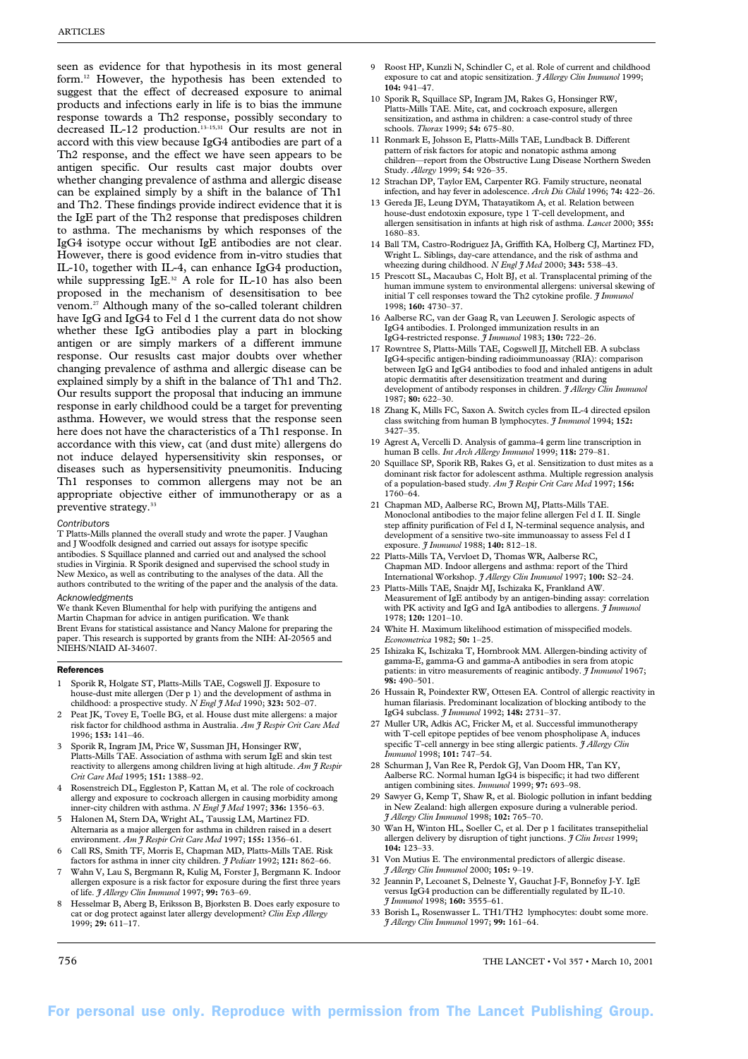seen as evidence for that hypothesis in its most general form.[12] However, the hypothesis has been extended to suggest that the effect of decreased exposure to animal products and infections early in life is to bias the immune response towards a Th2 response, possibly secondary to decreased IL-12 production.[13–15,31] Our results are not in accord with this view because IgG4 antibodies are part of a Th2 response, and the effect we have seen appears to be antigen specific. Our results cast major doubts over whether changing prevalence of asthma and allergic disease can be explained simply by a shift in the balance of Th1 and Th2. These findings provide indirect evidence that it is the IgE part of the Th2 response that predisposes children to asthma. The mechanisms by which responses of the IgG4 isotype occur without IgE antibodies are not clear. However, there is good evidence from in-vitro studies that IL-10, together with IL-4, can enhance IgG4 production, while suppressing IgE.[32] A role for IL-10 has also been proposed in the mechanism of desensitisation to bee venom.[27] Although many of the so-called tolerant children have IgG and IgG4 to Fel d 1 the current data do not show whether these IgG antibodies play a part in blocking antigen or are simply markers of a different immune response. Our resuslts cast major doubts over whether changing prevalence of asthma and allergic disease can be explained simply by a shift in the balance of Th1 and Th2. Our results support the proposal that inducing an immune response in early childhood could be a target for preventing asthma. However, we would stress that the response seen here does not have the characteristics of a Th1 response. In accordance with this view, cat (and dust mite) allergens do not induce delayed hypersensitivity skin responses, or diseases such as hypersensitivity pneumonitis. Inducing Th1 responses to common allergens may not be an appropriate objective either of immunotherapy or as a preventive strategy.[33]

*Contributors*

T Platts-Mills planned the overall study and wrote the paper. J Vaughan and J Woodfolk designed and carried out assays for isotype specific antibodies. S Squillace planned and carried out and analysed the school studies in Virginia. R Sporik designed and supervised the school study in New Mexico, as well as contributing to the analyses of the data. All the authors contributed to the writing of the paper and the analysis of the data.

*Acknowledgments*

We thank Keven Blumenthal for help with purifying the antigens and Martin Chapman for advice in antigen purification. We thank Brent Evans for statistical assistance and Nancy Malone for preparing the paper. This research is supported by grants from the NIH: AI-20565 and NIEHS/NIAID AI-34607.

## References

1. Sporik R, Holgate ST, Platts-Mills TAE, Cogswell JJ. Exposure to house-dust mite allergen (Der p 1) and the development of asthma in childhood: a prospective study. *N Engl J Med* 1990; **323:** 502–07.
2. Peat JK, Tovey E, Toelle BG, et al. House dust mite allergens: a major risk factor for childhood asthma in Australia. *Am J Respir Crit Care Med* 1996; **153:** 141–46.
3. Sporik R, Ingram JM, Price W, Sussman JH, Honsinger RW, Platts-Mills TAE. Association of asthma with serum IgE and skin test reactivity to allergens among children living at high altitude. *Am J Respir Crit Care Med* 1995; **151:** 1388–92.
4. Rosenstreich DL, Eggleston P, Kattan M, et al. The role of cockroach allergy and exposure to cockroach allergen in causing morbidity among inner-city children with asthma. *N Engl J Med* 1997; **336:** 1356–63.
5. Halonen M, Stern DA, Wright AL, Taussig LM, Martinez FD. Alternaria as a major allergen for asthma in children raised in a desert environment. *Am J Respir Crit Care Med* 1997; **155:** 1356–61.
6. Call RS, Smith TF, Morris E, Chapman MD, Platts-Mills TAE. Risk factors for asthma in inner city children. *J Pediatr* 1992; **121:** 862–66.
7. Wahn V, Lau S, Bergmann R, Kulig M, Forster J, Bergmann K. Indoor allergen exposure is a risk factor for exposure during the first three years of life. *J Allergy Clin Immunol* 1997; **99:** 763–69.
8. Hesselmar B, Aberg B, Eriksson B, Bjorksten B. Does early exposure to cat or dog protect against later allergy development? *Clin Exp Allergy* 1999; **29:** 611–17.
9. Roost HP, Kunzli N, Schindler C, et al. Role of current and childhood exposure to cat and atopic sensitization. *J Allergy Clin Immunol* 1999; **104:** 941–47.
10. Sporik R, Squillace SP, Ingram JM, Rakes G, Honsinger RW, Platts-Mills TAE. Mite, cat, and cockroach exposure, allergen sensitization, and asthma in children: a case-control study of three schools. *Thorax* 1999; **54:** 675–80.
11. Ronmark E, Johsson E, Platts-Mills TAE, Lundback B. Different pattern of risk factors for atopic and nonatopic asthma among children—report from the Obstructive Lung Disease Northern Sweden Study. *Allergy* 1999; **54:** 926–35.
12. Strachan DP, Taylor EM, Carpenter RG. Family structure, neonatal infection, and hay fever in adolescence. *Arch Dis Child* 1996; **74:** 422–26.
13. Gereda JE, Leung DYM, Thatayatikom A, et al. Relation between house-dust endotoxin exposure, type 1 T-cell development, and allergen sensitisation in infants at high risk of asthma. *Lancet* 2000; **355:** 1680–83.
14. Ball TM, Castro-Rodriguez JA, Griffith KA, Holberg CJ, Martinez FD, Wright L. Siblings, day-care attendance, and the risk of asthma and wheezing during childhood. *N Engl J Med* 2000; **343:** 538–43.
15. Prescott SL, Macaubas C, Holt BJ, et al. Transplacental priming of the human immune system to environmental allergens: universal skewing of initial T cell responses toward the Th2 cytokine profile. *J Immunol* 1998; **160:** 4730–37.
16. Aalberse RC, van der Gaag R, van Leeuwen J. Serologic aspects of IgG4 antibodies. I. Prolonged immunization results in an IgG4-restricted response. *J Immunol* 1983; **130:** 722–26.
17. Rowntree S, Platts-Mills TAE, Cogswell JJ, Mitchell EB. A subclass IgG4-specific antigen-binding radioimmunoassay (RIA): comparison between IgG and IgG4 antibodies to food and inhaled antigens in adult atopic dermatitis after desensitization treatment and during development of antibody responses in children. *J Allergy Clin Immunol* 1987; **80:** 622–30.
18. Zhang K, Mills FC, Saxon A. Switch cycles from IL-4 directed epsilon class switching from human B lymphocytes. *J Immunol* 1994; **152:** 3427–35.
19. Agrest A, Vercelli D. Analysis of gamma-4 germ line transcription in human B cells. *Int Arch Allergy Immunol* 1999; **118:** 279–81.
20. Squillace SP, Sporik RB, Rakes G, et al. Sensitization to dust mites as a dominant risk factor for adolescent asthma. Multiple regression analysis of a population-based study. *Am J Respir Crit Care Med* 1997; **156:** 1760–64.
21. Chapman MD, Aalberse RC, Brown MJ, Platts-Mills TAE. Monoclonal antibodies to the major feline allergen Fel d I. II. Single step affinity purification of Fel d I, N-terminal sequence analysis, and development of a sensitive two-site immunoassay to assess Fel d I exposure. *J Immunol* 1988; **140:** 812–18.
22. Platts-Mills TA, Vervloet D, Thomas WR, Aalberse RC, Chapman MD. Indoor allergens and asthma: report of the Third International Workshop. *J Allergy Clin Immunol* 1997; **100:** S2–24.
23. Platts-Mills TAE, Snajdr MJ, Ischizaka K, Frankland AW. Measurement of IgE antibody by an antigen-binding assay: correlation with PK activity and IgG and IgA antibodies to allergens. *J Immunol* 1978; **120:** 1201–10.
24. White H. Maximum likelihood estimation of misspecified models. *Econometrica* 1982; **50:** 1–25.
25. Ishizaka K, Ischizaka T, Hornbrook MM. Allergen-binding activity of gamma-E, gamma-G and gamma-A antibodies in sera from atopic patients: in vitro measurements of reaginic antibody. *J Immunol* 1967; **98:** 490–501.
26. Hussain R, Poindexter RW, Ottesen EA. Control of allergic reactivity in human filariasis. Predominant localization of blocking antibody to the IgG4 subclass. *J Immunol* 1992; **148:** 2731–37.
27. Muller UR, Adkis AC, Fricker M, et al. Successful immunotherapy with T-cell epitope peptides of bee venom phospholipase $A_2$ induces specific T-cell anergy in bee sting allergic patients. *J Allergy Clin Immunol* 1998; **101:** 747–54.
28. Schurman J, Van Ree R, Perdok GJ, Van Doom HR, Tan KY, Aalberse RC. Normal human IgG4 is bispecific; it had two different antigen combining sites. *Immunol* 1999; **97:** 693–98.
29. Sawyer G, Kemp T, Shaw R, et al. Biologic pollution in infant bedding in New Zealand: high allergen exposure during a vulnerable period. *J Allergy Clin Immunol* 1998; **102:** 765–70.
30. Wan H, Winton HL, Soeller C, et al. Der p 1 facilitates transepithelial allergen delivery by disruption of tight junctions. *J Clin Invest* 1999; **104:** 123–33.
31. Von Mutius E. The environmental predictors of allergic disease. *J Allergy Clin Immunol* 2000; **105:** 9–19.
32. Jeannin P, Lecoanet S, Delneste Y, Gauchat J-F, Bonnefoy J-Y. IgE versus IgG4 production can be differentially regulated by IL-10. *J Immunol* 1998; **160:** 3555–61.
33. Borish L, Rosenwasser L. TH1/TH2 lymphocytes: doubt some more. *J Allergy Clin Immunol* 1997; **99:** 161–64.